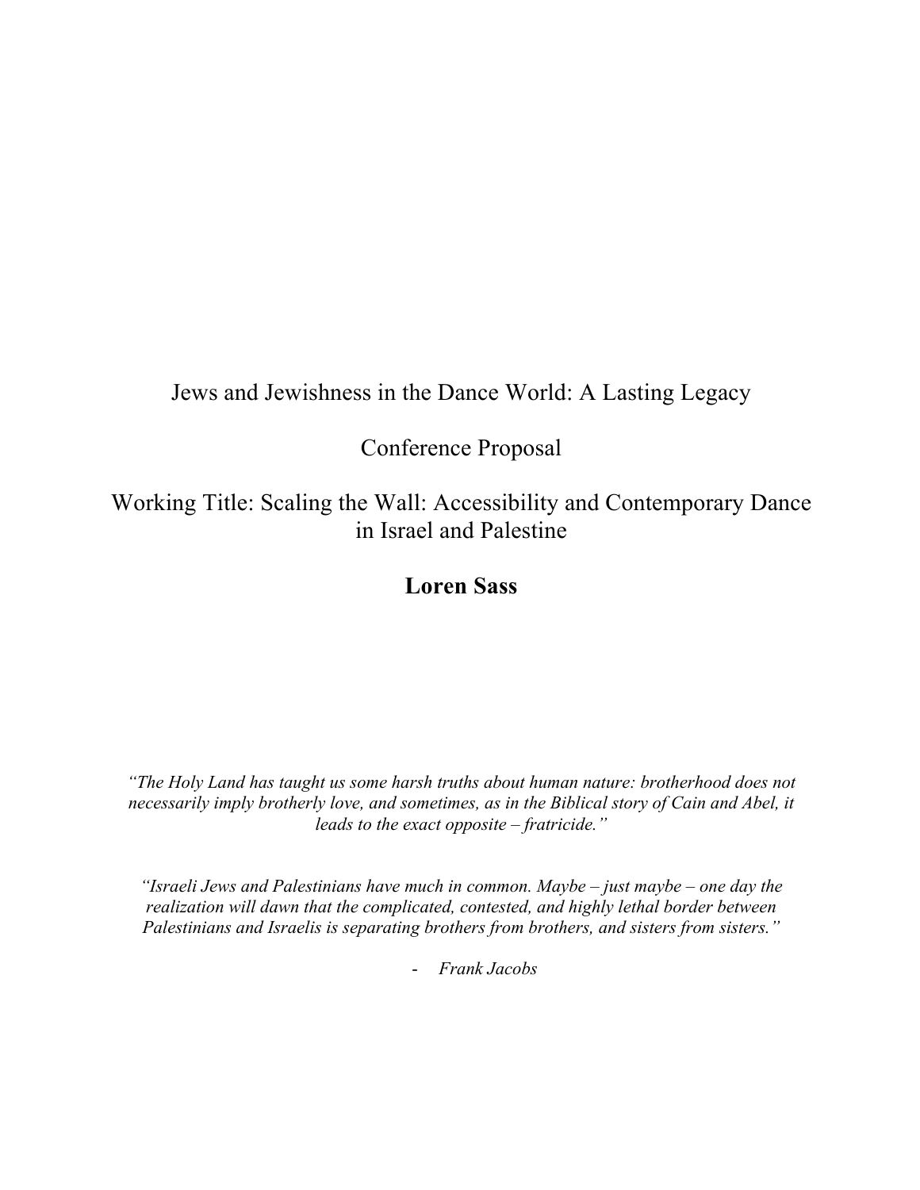# Jews and Jewishness in the Dance World: A Lasting Legacy

## Conference Proposal

## Working Title: Scaling the Wall: Accessibility and Contemporary Dance in Israel and Palestine

**Loren Sass**

*"The Holy Land has taught us some harsh truths about human nature: brotherhood does not necessarily imply brotherly love, and sometimes, as in the Biblical story of Cain and Abel, it leads to the exact opposite – fratricide."*

*"Israeli Jews and Palestinians have much in common. Maybe – just maybe – one day the realization will dawn that the complicated, contested, and highly lethal border between Palestinians and Israelis is separating brothers from brothers, and sisters from sisters."*

- *Frank Jacobs*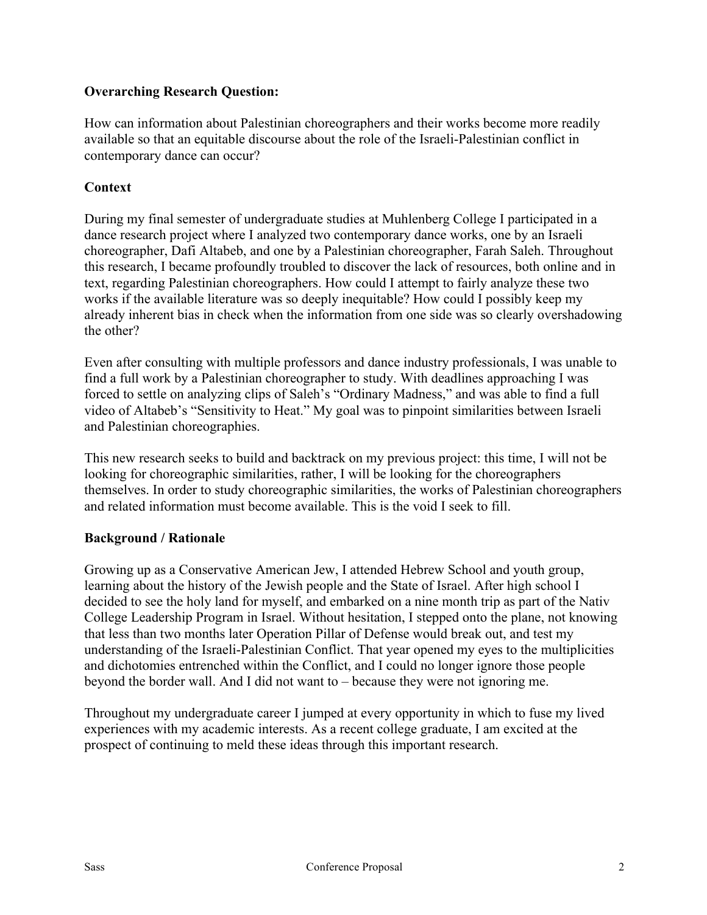**Overarching Research Question:**

How can information about Palestinian choreographers and their works become more readily available so that an equitable discourse about the role of the Israeli-Palestinian conflict in contemporary dance can occur?

**Context**

During my final semester of undergraduate studies at Muhlenberg College I participated in a dance research project where I analyzed two contemporary dance works, one by an Israeli choreographer, Dafi Altabeb, and one by a Palestinian choreographer, Farah Saleh. Throughout this research, I became profoundly troubled to discover the lack of resources, both online and in text, regarding Palestinian choreographers. How could I attempt to fairly analyze these two works if the available literature was so deeply inequitable? How could I possibly keep my already inherent bias in check when the information from one side was so clearly overshadowing the other?

Even after consulting with multiple professors and dance industry professionals, I was unable to find a full work by a Palestinian choreographer to study. With deadlines approaching I was forced to settle on analyzing clips of Saleh's "Ordinary Madness," and was able to find a full video of Altabeb's "Sensitivity to Heat." My goal was to pinpoint similarities between Israeli and Palestinian choreographies.

This new research seeks to build and backtrack on my previous project: this time, I will not be looking for choreographic similarities, rather, I will be looking for the choreographers themselves. In order to study choreographic similarities, the works of Palestinian choreographers and related information must become available. This is the void I seek to fill.

**Background / Rationale**

Growing up as a Conservative American Jew, I attended Hebrew School and youth group, learning about the history of the Jewish people and the State of Israel. After high school I decided to see the holy land for myself, and embarked on a nine month trip as part of the Nativ College Leadership Program in Israel. Without hesitation, I stepped onto the plane, not knowing that less than two months later Operation Pillar of Defense would break out, and test my understanding of the Israeli-Palestinian Conflict. That year opened my eyes to the multiplicities and dichotomies entrenched within the Conflict, and I could no longer ignore those people beyond the border wall. And I did not want to – because they were not ignoring me.

Throughout my undergraduate career I jumped at every opportunity in which to fuse my lived experiences with my academic interests. As a recent college graduate, I am excited at the prospect of continuing to meld these ideas through this important research.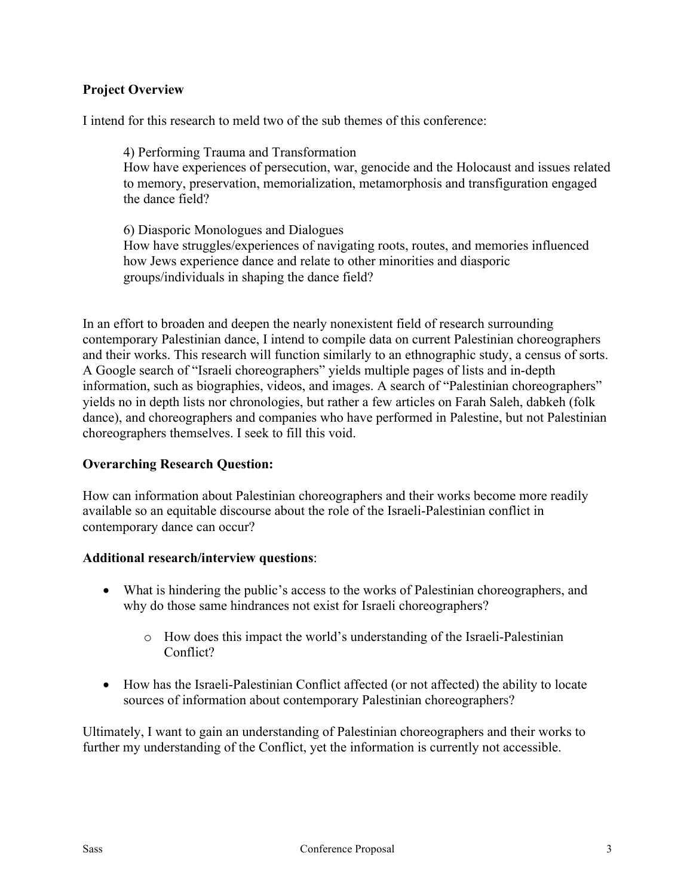**Project Overview**

I intend for this research to meld two of the sub themes of this conference:

> 4) Performing Trauma and Transformation
> How have experiences of persecution, war, genocide and the Holocaust and issues related to memory, preservation, memorialization, metamorphosis and transfiguration engaged the dance field?
>
> 6) Diasporic Monologues and Dialogues
> How have struggles/experiences of navigating roots, routes, and memories influenced how Jews experience dance and relate to other minorities and diasporic groups/individuals in shaping the dance field?

In an effort to broaden and deepen the nearly nonexistent field of research surrounding contemporary Palestinian dance, I intend to compile data on current Palestinian choreographers and their works. This research will function similarly to an ethnographic study, a census of sorts. A Google search of "Israeli choreographers" yields multiple pages of lists and in-depth information, such as biographies, videos, and images. A search of "Palestinian choreographers" yields no in depth lists nor chronologies, but rather a few articles on Farah Saleh, dabkeh (folk dance), and choreographers and companies who have performed in Palestine, but not Palestinian choreographers themselves. I seek to fill this void.

**Overarching Research Question:**

How can information about Palestinian choreographers and their works become more readily available so an equitable discourse about the role of the Israeli-Palestinian conflict in contemporary dance can occur?

**Additional research/interview questions**:

- What is hindering the public's access to the works of Palestinian choreographers, and why do those same hindrances not exist for Israeli choreographers?
  - How does this impact the world's understanding of the Israeli-Palestinian Conflict?
- How has the Israeli-Palestinian Conflict affected (or not affected) the ability to locate sources of information about contemporary Palestinian choreographers?

Ultimately, I want to gain an understanding of Palestinian choreographers and their works to further my understanding of the Conflict, yet the information is currently not accessible.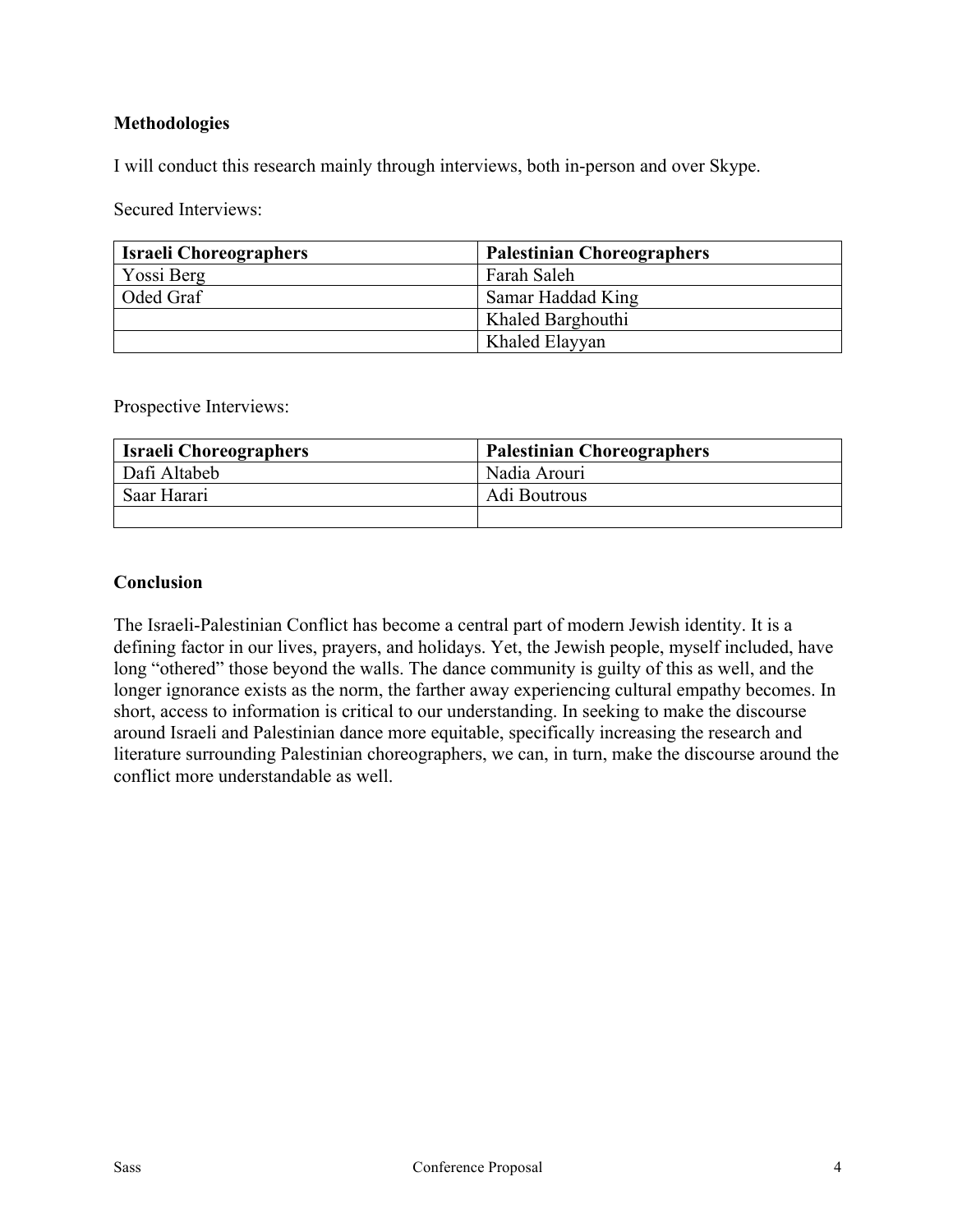**Methodologies**

I will conduct this research mainly through interviews, both in-person and over Skype.

Secured Interviews:

| Israeli Choreographers | Palestinian Choreographers |
| --- | --- |
| Yossi Berg | Farah Saleh |
| Oded Graf | Samar Haddad King |
| | Khaled Barghouthi |
| | Khaled Elayyan |

Prospective Interviews:

| Israeli Choreographers | Palestinian Choreographers |
| --- | --- |
| Dafi Altabeb | Nadia Arouri |
| Saar Harari | Adi Boutrous |
| | |

**Conclusion**

The Israeli-Palestinian Conflict has become a central part of modern Jewish identity. It is a defining factor in our lives, prayers, and holidays. Yet, the Jewish people, myself included, have long "othered" those beyond the walls. The dance community is guilty of this as well, and the longer ignorance exists as the norm, the farther away experiencing cultural empathy becomes. In short, access to information is critical to our understanding. In seeking to make the discourse around Israeli and Palestinian dance more equitable, specifically increasing the research and literature surrounding Palestinian choreographers, we can, in turn, make the discourse around the conflict more understandable as well.